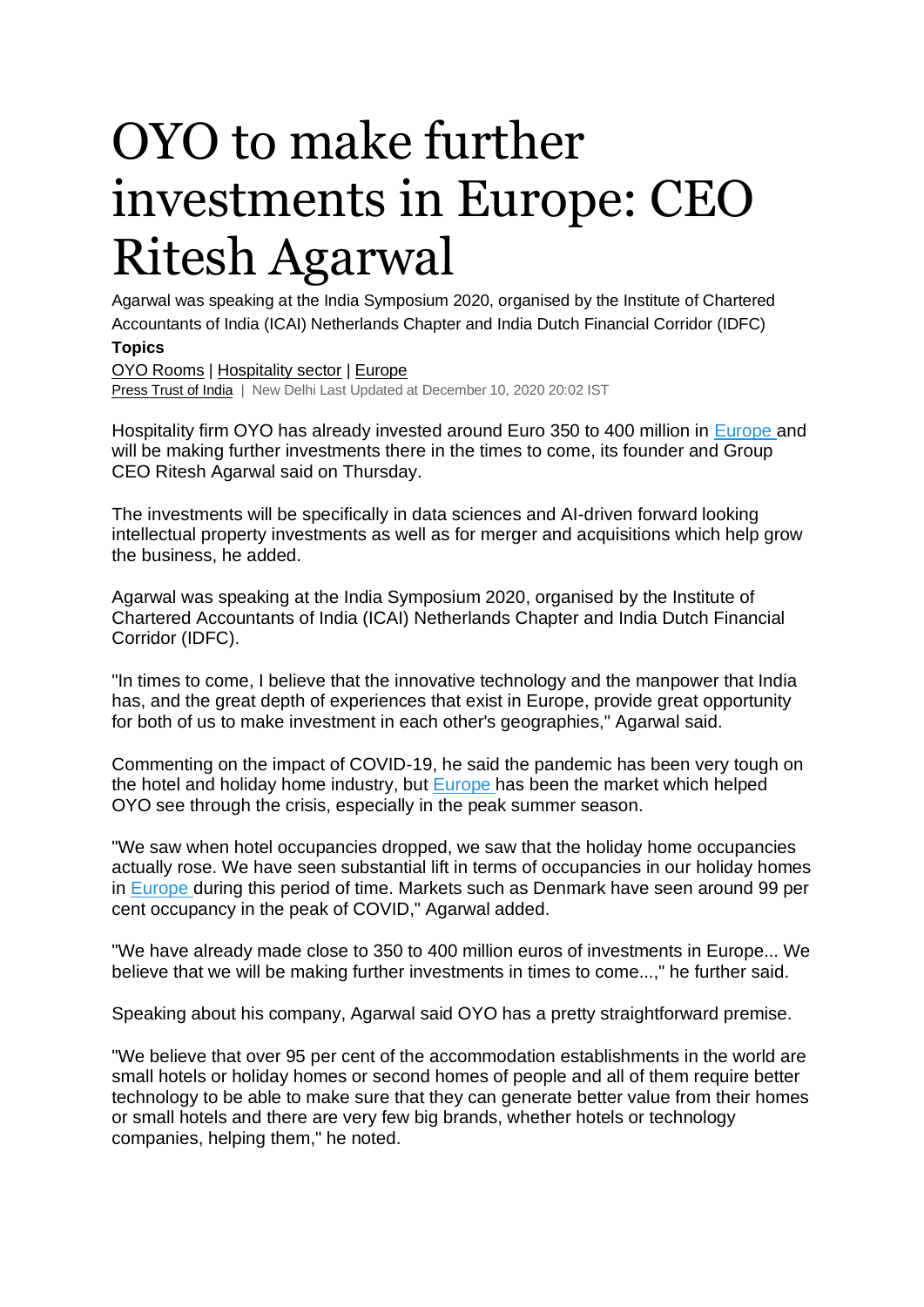# OYO to make further investments in Europe: CEO Ritesh Agarwal

Agarwal was speaking at the India Symposium 2020, organised by the Institute of Chartered Accountants of India (ICAI) Netherlands Chapter and India Dutch Financial Corridor (IDFC)

**Topics**

OYO Rooms | Hospitality sector | Europe

Press Trust of India | New Delhi Last Updated at December 10, 2020 20:02 IST

Hospitality firm OYO has already invested around Euro 350 to 400 million in Europe and will be making further investments there in the times to come, its founder and Group CEO Ritesh Agarwal said on Thursday.

The investments will be specifically in data sciences and AI-driven forward looking intellectual property investments as well as for merger and acquisitions which help grow the business, he added.

Agarwal was speaking at the India Symposium 2020, organised by the Institute of Chartered Accountants of India (ICAI) Netherlands Chapter and India Dutch Financial Corridor (IDFC).

"In times to come, I believe that the innovative technology and the manpower that India has, and the great depth of experiences that exist in Europe, provide great opportunity for both of us to make investment in each other's geographies," Agarwal said.

Commenting on the impact of COVID-19, he said the pandemic has been very tough on the hotel and holiday home industry, but Europe has been the market which helped OYO see through the crisis, especially in the peak summer season.

"We saw when hotel occupancies dropped, we saw that the holiday home occupancies actually rose. We have seen substantial lift in terms of occupancies in our holiday homes in Europe during this period of time. Markets such as Denmark have seen around 99 per cent occupancy in the peak of COVID," Agarwal added.

"We have already made close to 350 to 400 million euros of investments in Europe... We believe that we will be making further investments in times to come...," he further said.

Speaking about his company, Agarwal said OYO has a pretty straightforward premise.

"We believe that over 95 per cent of the accommodation establishments in the world are small hotels or holiday homes or second homes of people and all of them require better technology to be able to make sure that they can generate better value from their homes or small hotels and there are very few big brands, whether hotels or technology companies, helping them," he noted.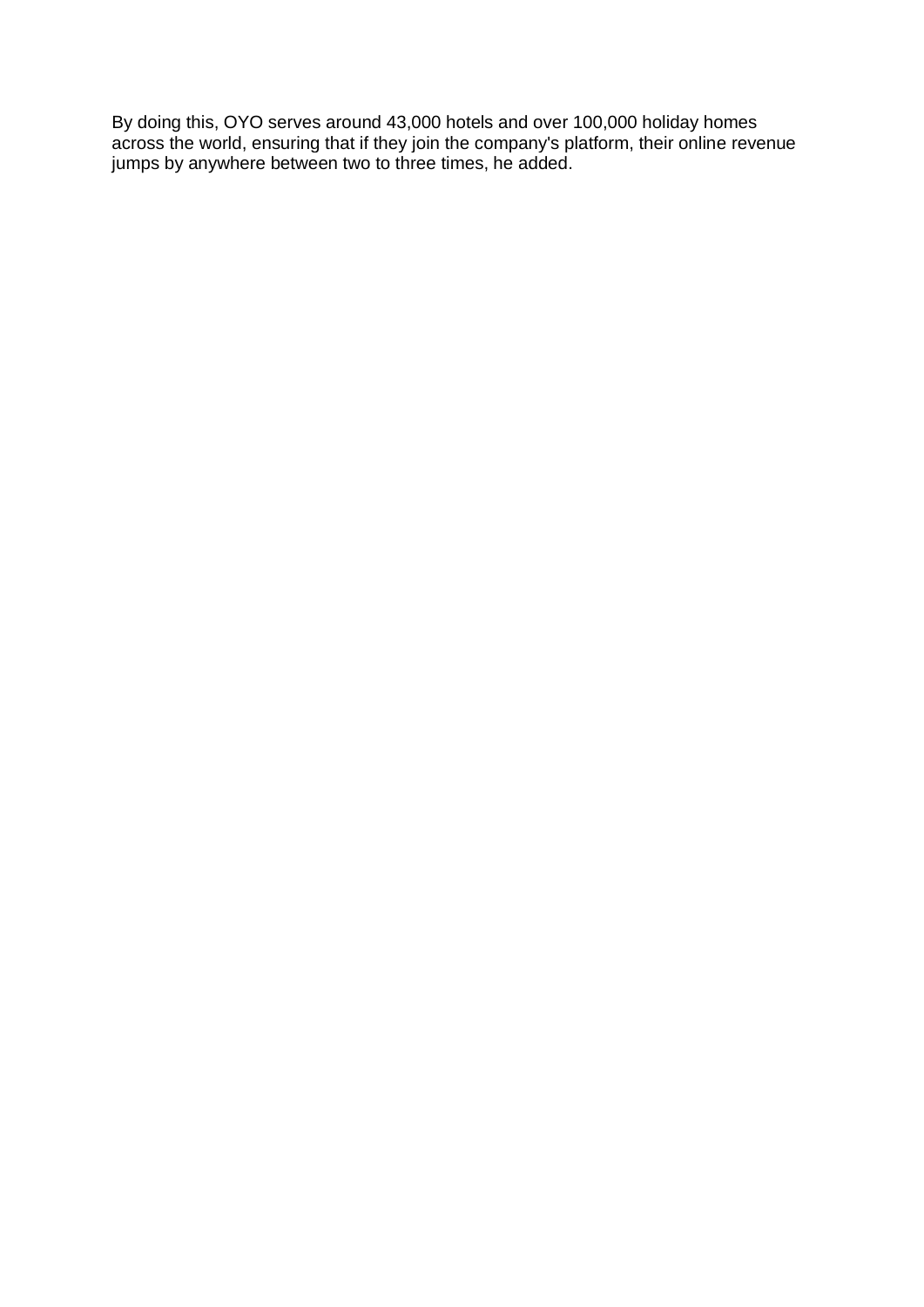By doing this, OYO serves around 43,000 hotels and over 100,000 holiday homes across the world, ensuring that if they join the company's platform, their online revenue jumps by anywhere between two to three times, he added.